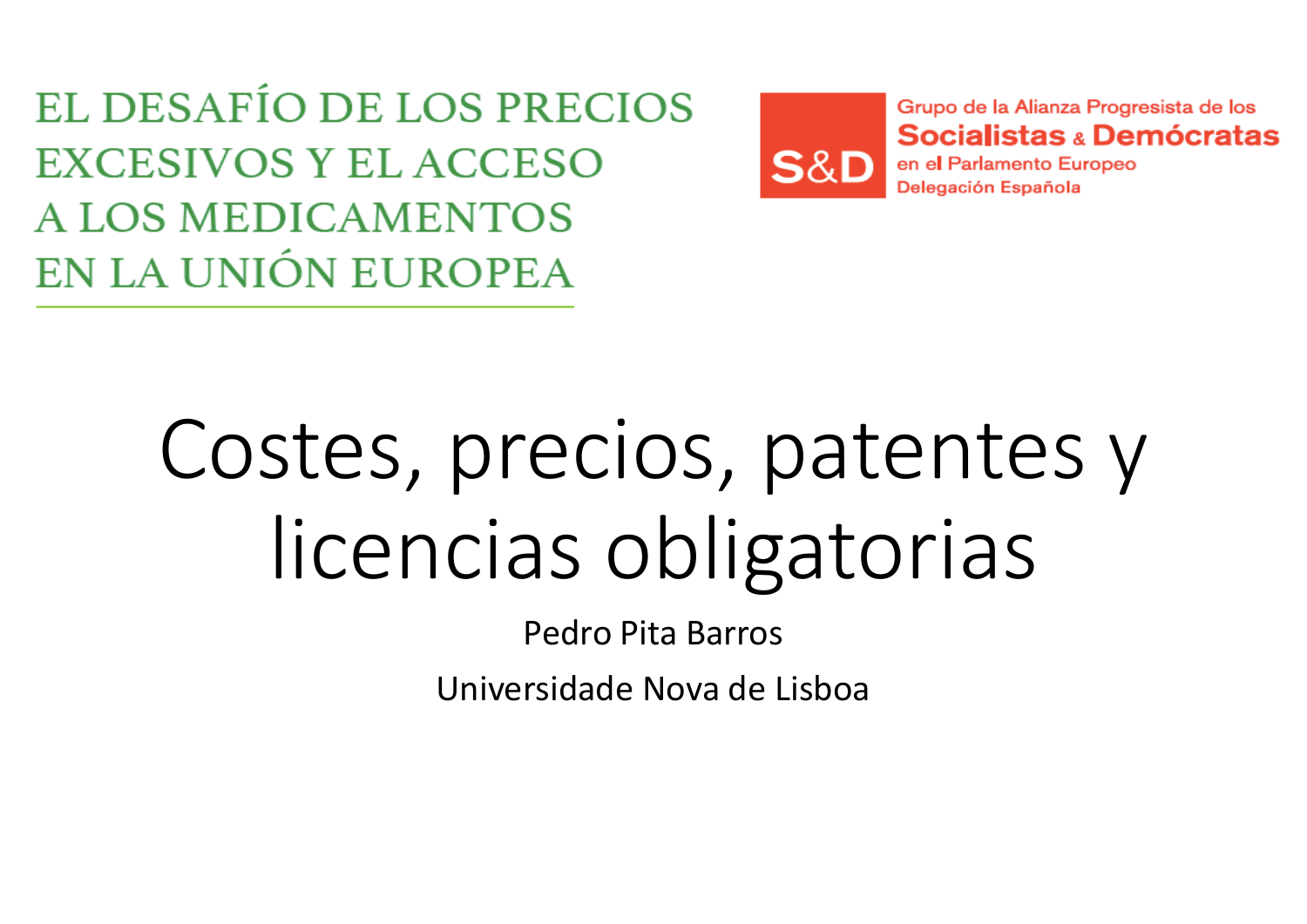EL DESAFÍO DE LOS PRECIOS EXCESIVOS Y EL ACCESO A LOS MEDICAMENTOS EN LA UNIÓN EUROPEA

S&D
Grupo de la Alianza Progresista de los **Socialistas & Demócratas** en el Parlamento Europeo
Delegación Española

# Costes, precios, patentes y licencias obligatorias

Pedro Pita Barros

Universidade Nova de Lisboa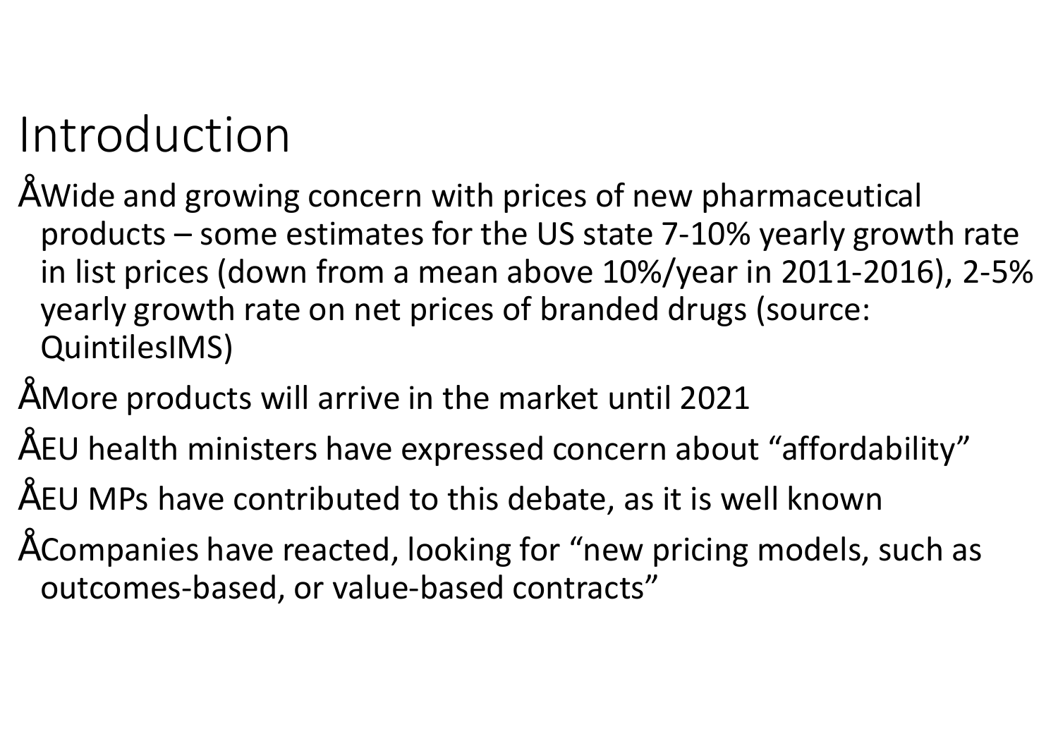# Introduction

- Wide and growing concern with prices of new pharmaceutical products – some estimates for the US state 7-10% yearly growth rate in list prices (down from a mean above 10%/year in 2011-2016), 2-5% yearly growth rate on net prices of branded drugs (source: QuintilesIMS)
- More products will arrive in the market until 2021
- EU health ministers have expressed concern about "affordability"
- EU MPs have contributed to this debate, as it is well known
- Companies have reacted, looking for "new pricing models, such as outcomes-based, or value-based contracts"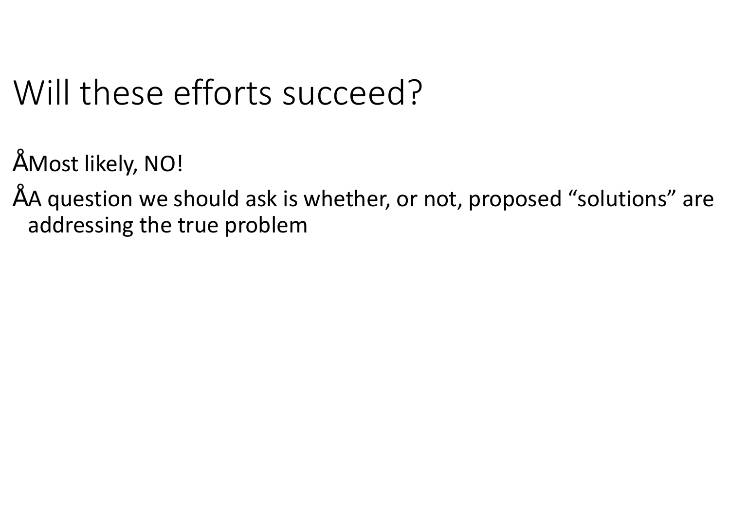# Will these efforts succeed?

- Most likely, NO!
- A question we should ask is whether, or not, proposed “solutions” are addressing the true problem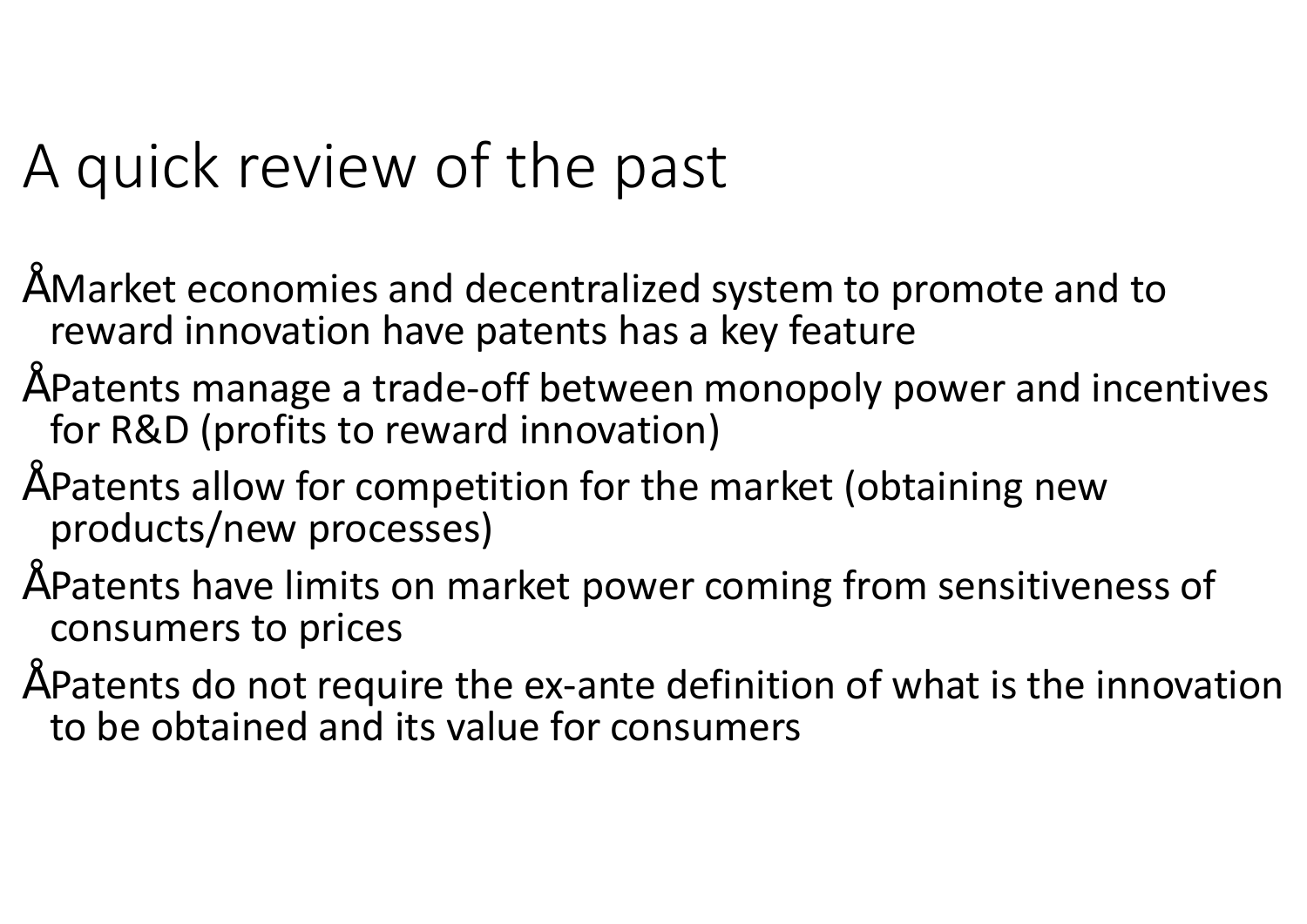# A quick review of the past

- Market economies and decentralized system to promote and to reward innovation have patents has a key feature
- Patents manage a trade-off between monopoly power and incentives for R&D (profits to reward innovation)
- Patents allow for competition for the market (obtaining new products/new processes)
- Patents have limits on market power coming from sensitiveness of consumers to prices
- Patents do not require the ex-ante definition of what is the innovation to be obtained and its value for consumers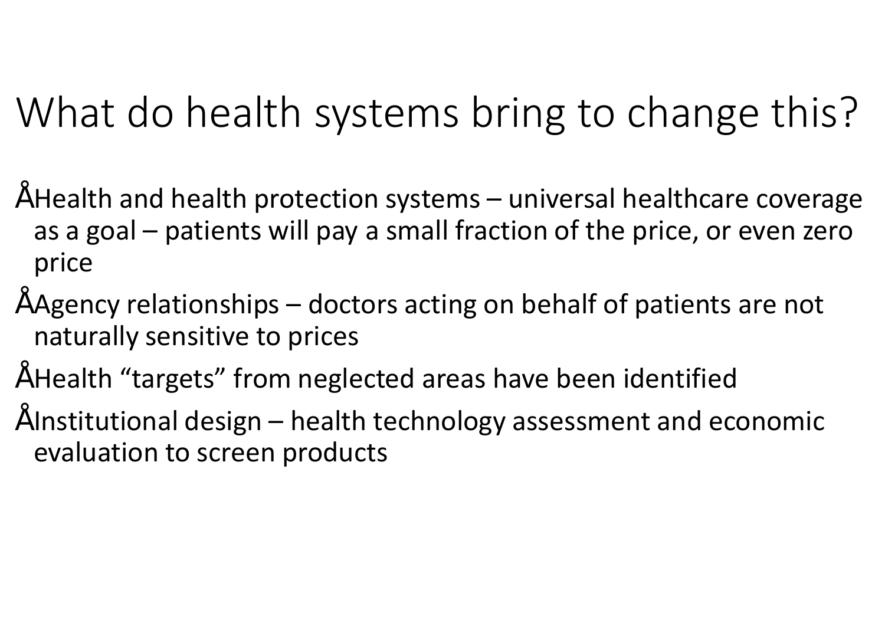# What do health systems bring to change this?

- Health and health protection systems – universal healthcare coverage as a goal – patients will pay a small fraction of the price, or even zero price
- Agency relationships – doctors acting on behalf of patients are not naturally sensitive to prices
- Health "targets" from neglected areas have been identified
- Institutional design – health technology assessment and economic evaluation to screen products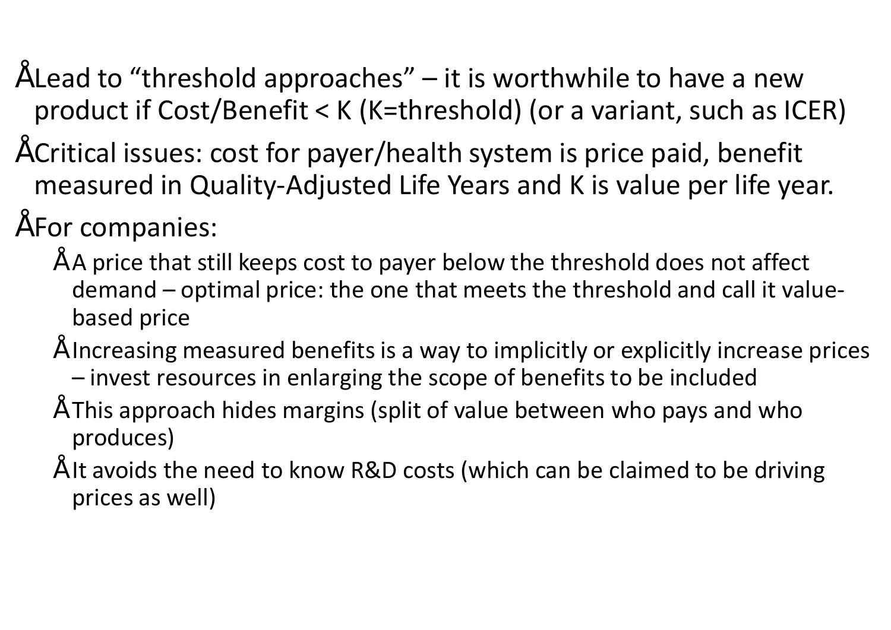- Lead to "threshold approaches" – it is worthwhile to have a new product if Cost/Benefit < K (K=threshold) (or a variant, such as ICER)
- Critical issues: cost for payer/health system is price paid, benefit measured in Quality-Adjusted Life Years and K is value per life year.
- For companies:
  - A price that still keeps cost to payer below the threshold does not affect demand – optimal price: the one that meets the threshold and call it value-based price
  - Increasing measured benefits is a way to implicitly or explicitly increase prices – invest resources in enlarging the scope of benefits to be included
  - This approach hides margins (split of value between who pays and who produces)
  - It avoids the need to know R&D costs (which can be claimed to be driving prices as well)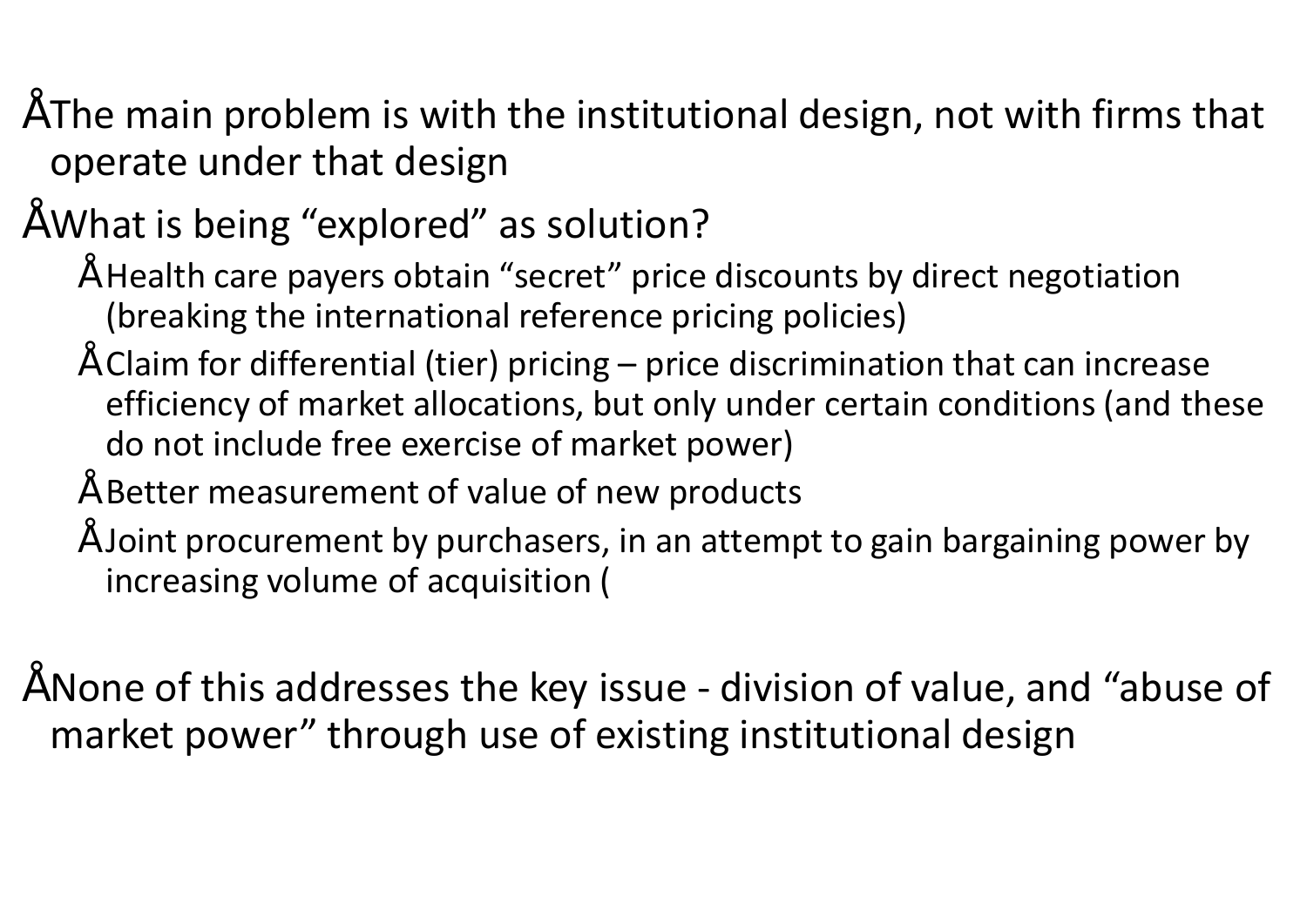- The main problem is with the institutional design, not with firms that operate under that design
- What is being "explored" as solution?
  - Health care payers obtain "secret" price discounts by direct negotiation (breaking the international reference pricing policies)
  - Claim for differential (tier) pricing – price discrimination that can increase efficiency of market allocations, but only under certain conditions (and these do not include free exercise of market power)
  - Better measurement of value of new products
  - Joint procurement by purchasers, in an attempt to gain bargaining power by increasing volume of acquisition (

- None of this addresses the key issue - division of value, and "abuse of market power" through use of existing institutional design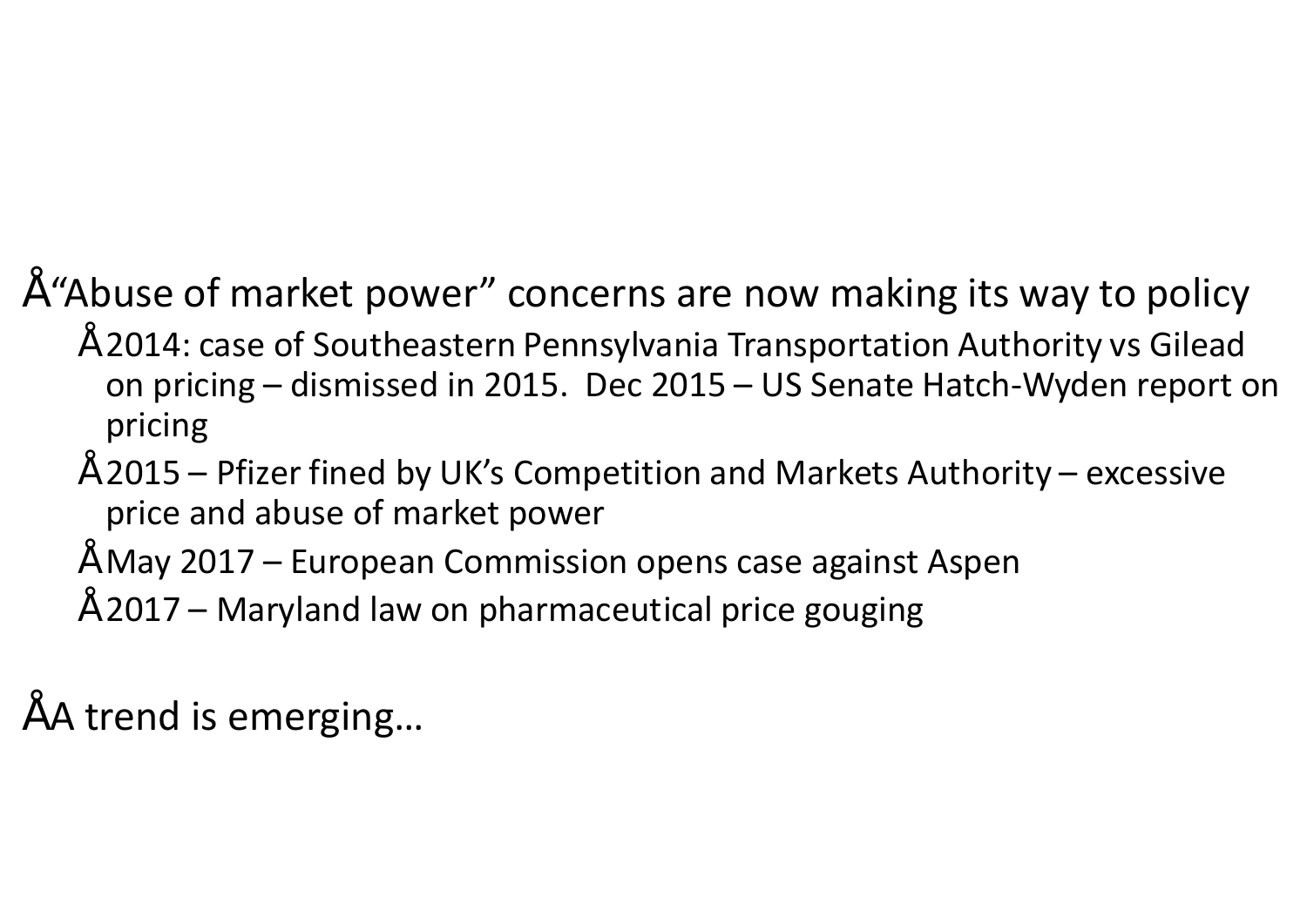- "Abuse of market power" concerns are now making its way to policy
  - 2014: case of Southeastern Pennsylvania Transportation Authority vs Gilead on pricing – dismissed in 2015. Dec 2015 – US Senate Hatch-Wyden report on pricing
  - 2015 – Pfizer fined by UK's Competition and Markets Authority – excessive price and abuse of market power
  - May 2017 – European Commission opens case against Aspen
  - 2017 – Maryland law on pharmaceutical price gouging
- A trend is emerging…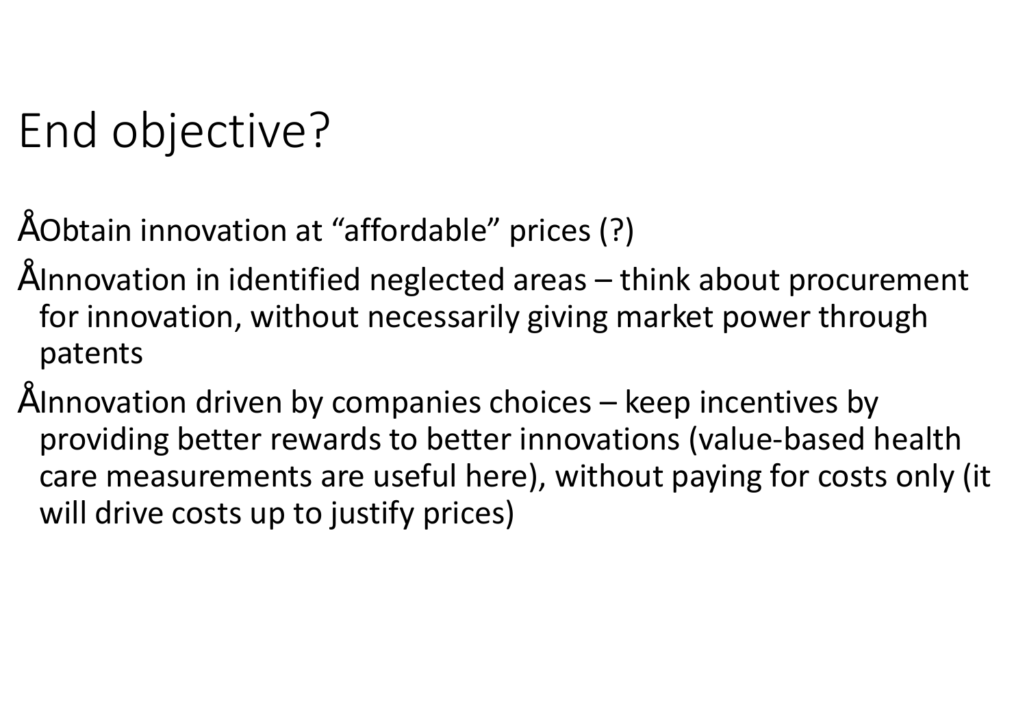# End objective?

- Obtain innovation at "affordable" prices (?)
- Innovation in identified neglected areas – think about procurement for innovation, without necessarily giving market power through patents
- Innovation driven by companies choices – keep incentives by providing better rewards to better innovations (value-based health care measurements are useful here), without paying for costs only (it will drive costs up to justify prices)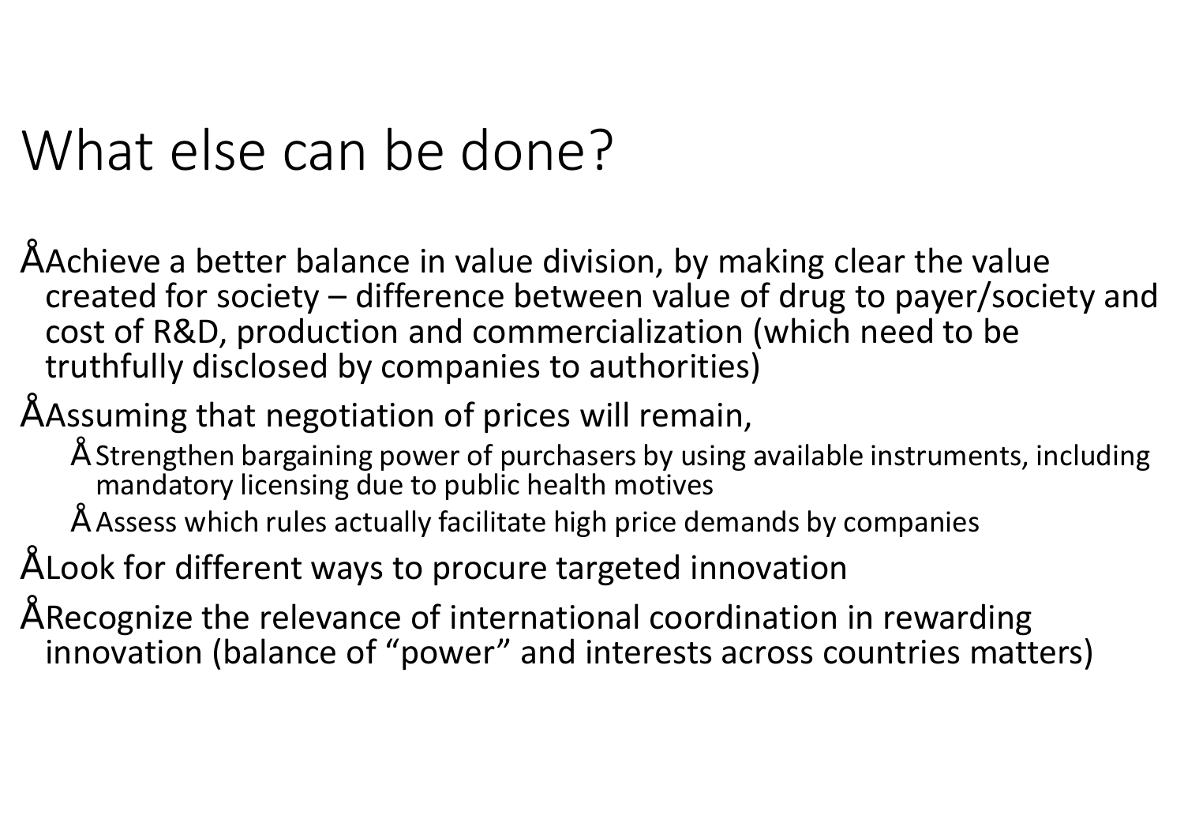# What else can be done?

- Achieve a better balance in value division, by making clear the value created for society – difference between value of drug to payer/society and cost of R&D, production and commercialization (which need to be truthfully disclosed by companies to authorities)
- Assuming that negotiation of prices will remain,
  - Strengthen bargaining power of purchasers by using available instruments, including mandatory licensing due to public health motives
  - Assess which rules actually facilitate high price demands by companies
- Look for different ways to procure targeted innovation
- Recognize the relevance of international coordination in rewarding innovation (balance of "power" and interests across countries matters)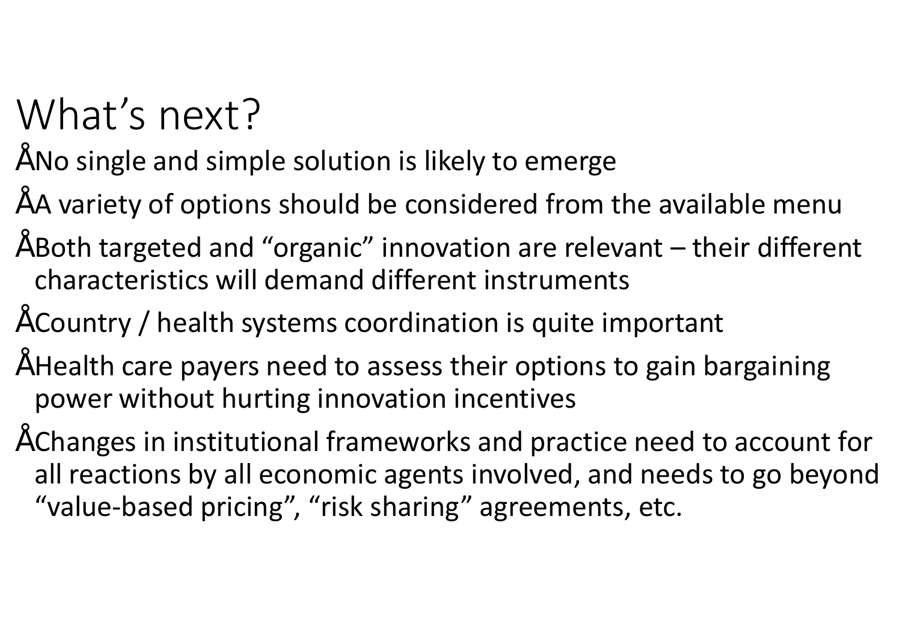# What's next?

- No single and simple solution is likely to emerge
- A variety of options should be considered from the available menu
- Both targeted and "organic" innovation are relevant – their different characteristics will demand different instruments
- Country / health systems coordination is quite important
- Health care payers need to assess their options to gain bargaining power without hurting innovation incentives
- Changes in institutional frameworks and practice need to account for all reactions by all economic agents involved, and needs to go beyond "value-based pricing", "risk sharing" agreements, etc.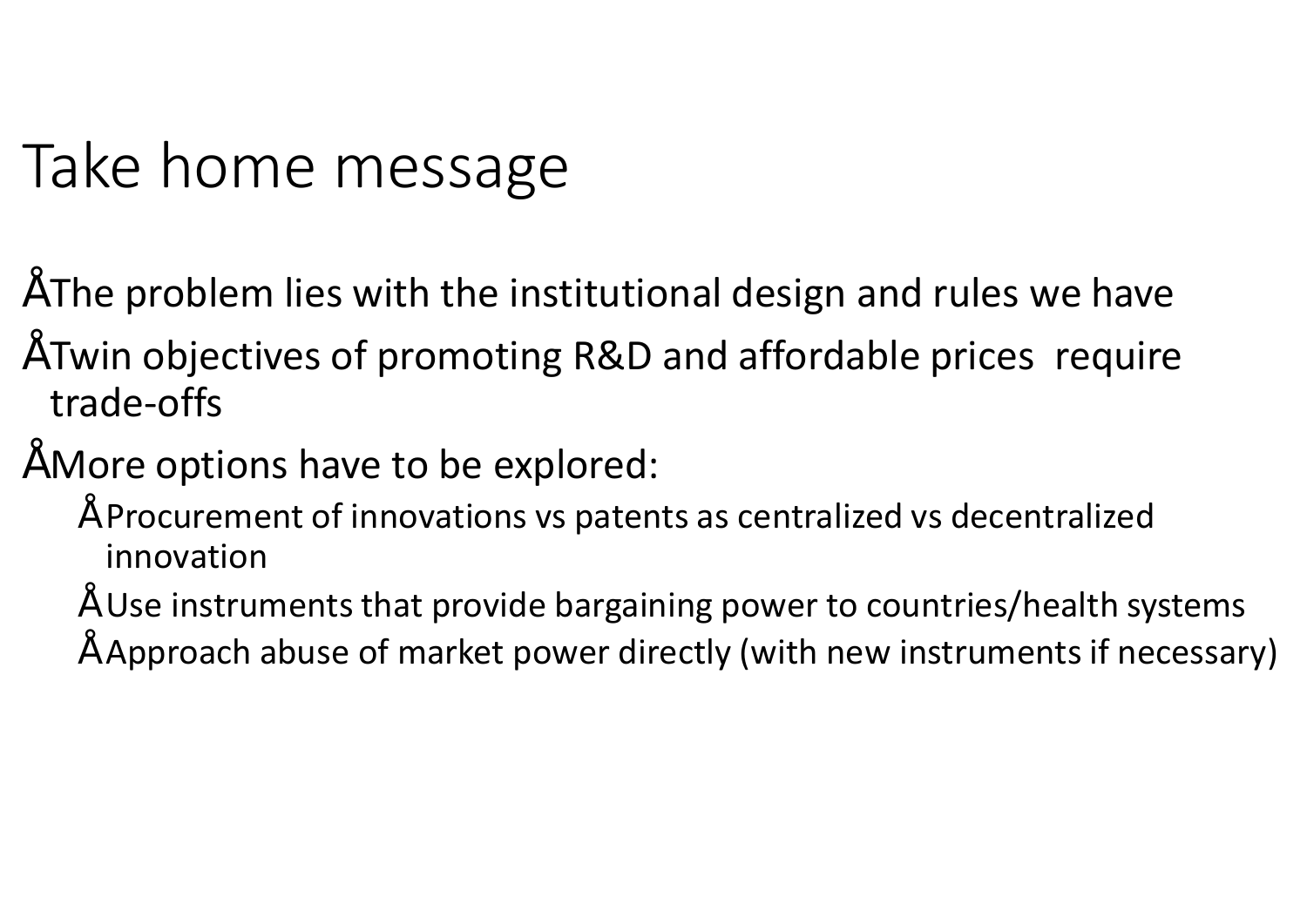# Take home message

- The problem lies with the institutional design and rules we have
- Twin objectives of promoting R&D and affordable prices require trade-offs
- More options have to be explored:
  - Procurement of innovations vs patents as centralized vs decentralized innovation
  - Use instruments that provide bargaining power to countries/health systems
  - Approach abuse of market power directly (with new instruments if necessary)